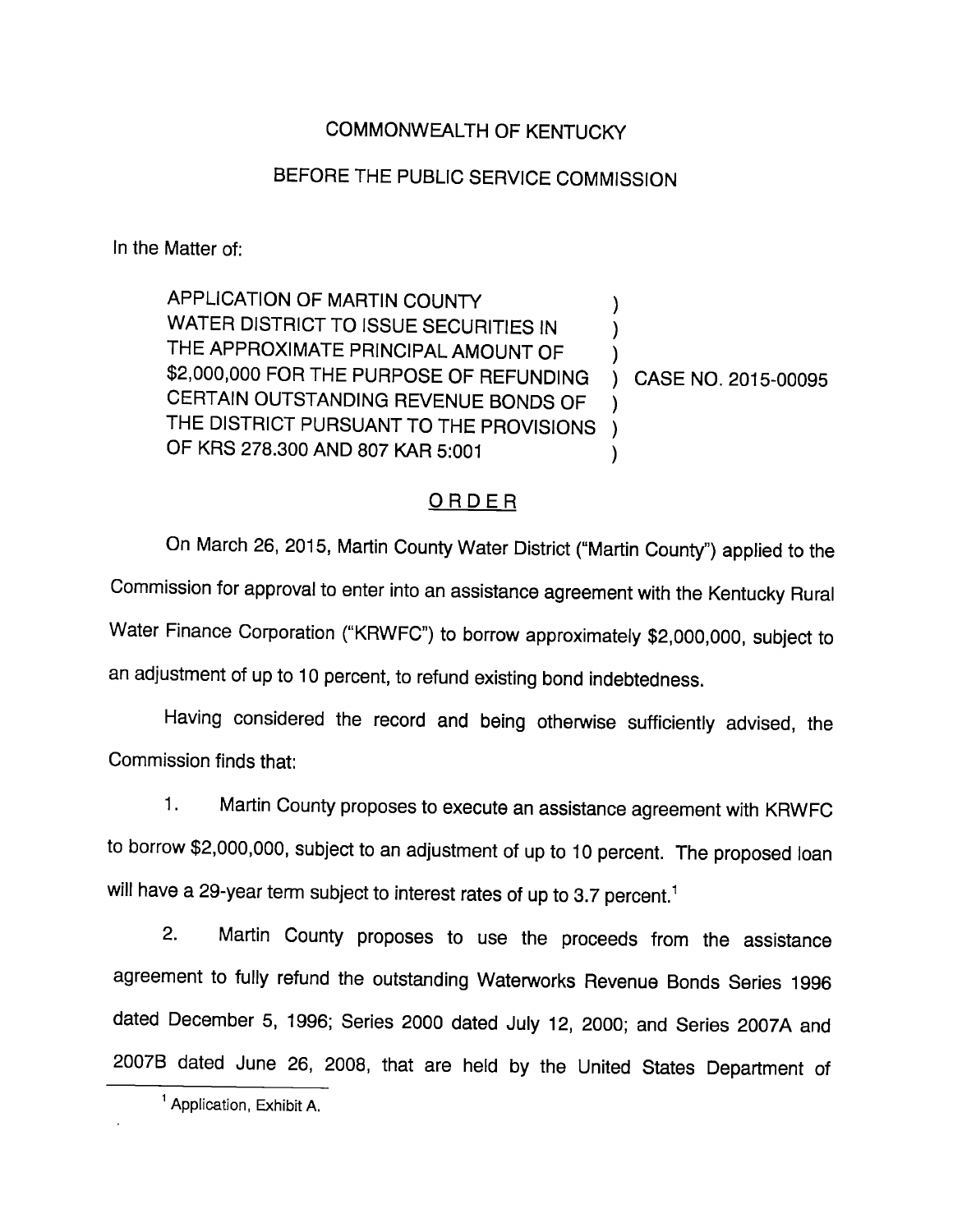COMMONWEALTH OF KENTUCKY

BEFORE THE PUBLIC SERVICE COMMISSION

In the Matter of:

APPLICATION OF MARTIN COUNTY WATER DISTRICT TO ISSUE SECURITIES IN THE APPROXIMATE PRINCIPAL AMOUNT OF \$2,000,000 FOR THE PURPOSE OF REFUNDING CERTAIN OUTSTANDING REVENUE BONDS OF THE DISTRICT PURSUANT TO THE PROVISIONS OF KRS 278.300 AND 807 KAR 5:001 ) CASE NO. 2015-00095

## ORDER

On March 26, 2015, Martin County Water District ("Martin County") applied to the Commission for approval to enter into an assistance agreement with the Kentucky Rural Water Finance Corporation ("KRWFC") to borrow approximately \$2,000,000, subject to an adjustment of up to 10 percent, to refund existing bond indebtedness.

Having considered the record and being otherwise sufficiently advised, the Commission finds that:

1. Martin County proposes to execute an assistance agreement with KRWFC to borrow \$2,000,000, subject to an adjustment of up to 10 percent. The proposed loan will have a 29-year term subject to interest rates of up to 3.7 percent.[1]

2. Martin County proposes to use the proceeds from the assistance agreement to fully refund the outstanding Waterworks Revenue Bonds Series 1996 dated December 5, 1996; Series 2000 dated July 12, 2000; and Series 2007A and 2007B dated June 26, 2008, that are held by the United States Department of

[1] Application, Exhibit A.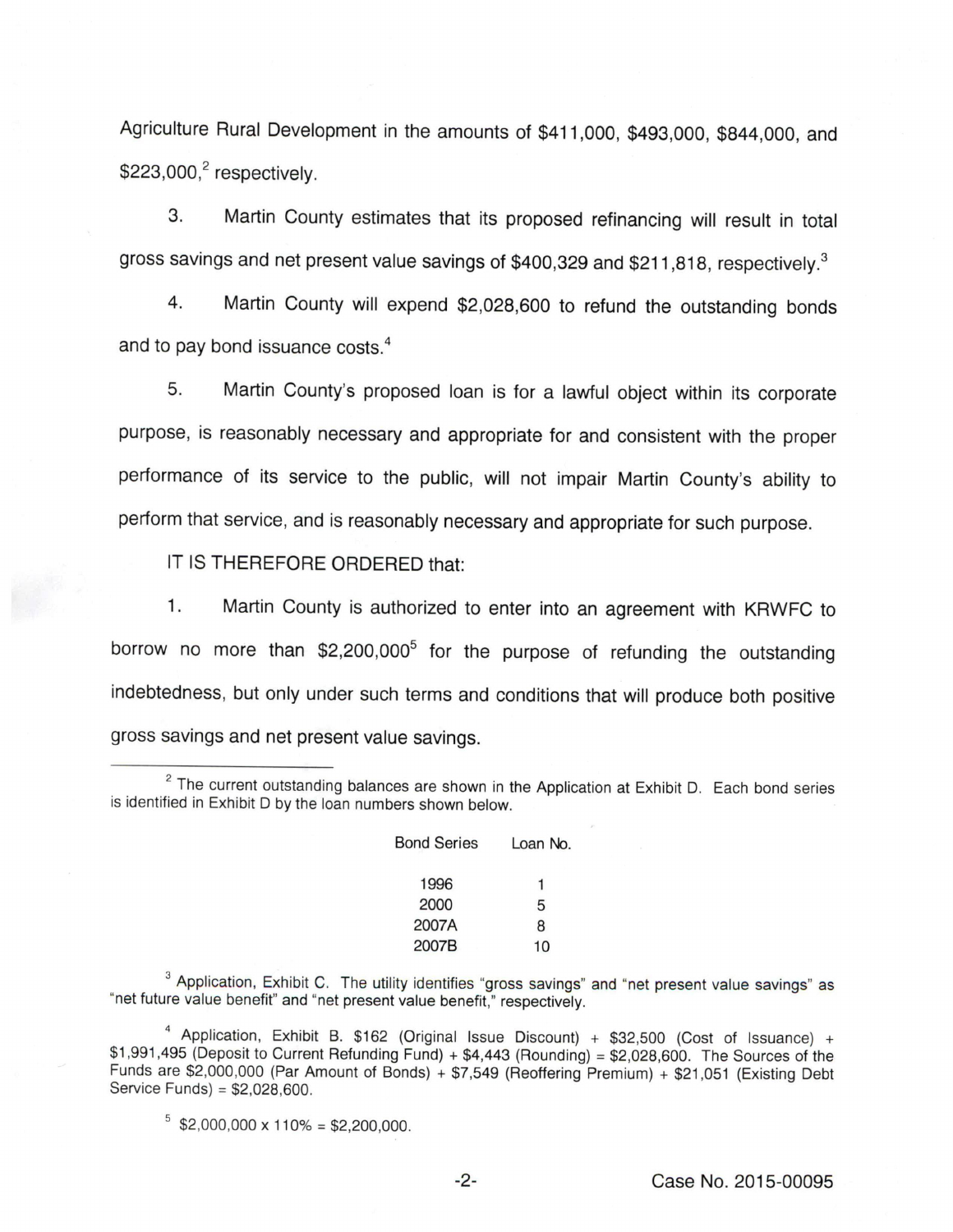Agriculture Rural Development in the amounts of $411,000, $493,000, $844,000, and $223,000,[2] respectively.

3. Martin County estimates that its proposed refinancing will result in total gross savings and net present value savings of $400,329 and $211,818, respectively.[3]

4. Martin County will expend $2,028,600 to refund the outstanding bonds and to pay bond issuance costs.[4]

5. Martin County's proposed loan is for a lawful object within its corporate purpose, is reasonably necessary and appropriate for and consistent with the proper performance of its service to the public, will not impair Martin County's ability to perform that service, and is reasonably necessary and appropriate for such purpose.

IT IS THEREFORE ORDERED that:

1. Martin County is authorized to enter into an agreement with KRWFC to borrow no more than $2,200,000[5] for the purpose of refunding the outstanding indebtedness, but only under such terms and conditions that will produce both positive gross savings and net present value savings.

---

[2] The current outstanding balances are shown in the Application at Exhibit D. Each bond series is identified in Exhibit D by the loan numbers shown below.

| Bond Series | Loan No. |
|---|---|
| 1996 | 1 |
| 2000 | 5 |
| 2007A | 8 |
| 2007B | 10 |

[3] Application, Exhibit C. The utility identifies "gross savings" and "net present value savings" as "net future value benefit" and "net present value benefit," respectively.

[4] Application, Exhibit B. $162 (Original Issue Discount) + $32,500 (Cost of Issuance) + $1,991,495 (Deposit to Current Refunding Fund) + $4,443 (Rounding) = $2,028,600. The Sources of the Funds are $2,000,000 (Par Amount of Bonds) + $7,549 (Reoffering Premium) + $21,051 (Existing Debt Service Funds) = $2,028,600.

[5] $2,000,000 x 110% = $2,200,000.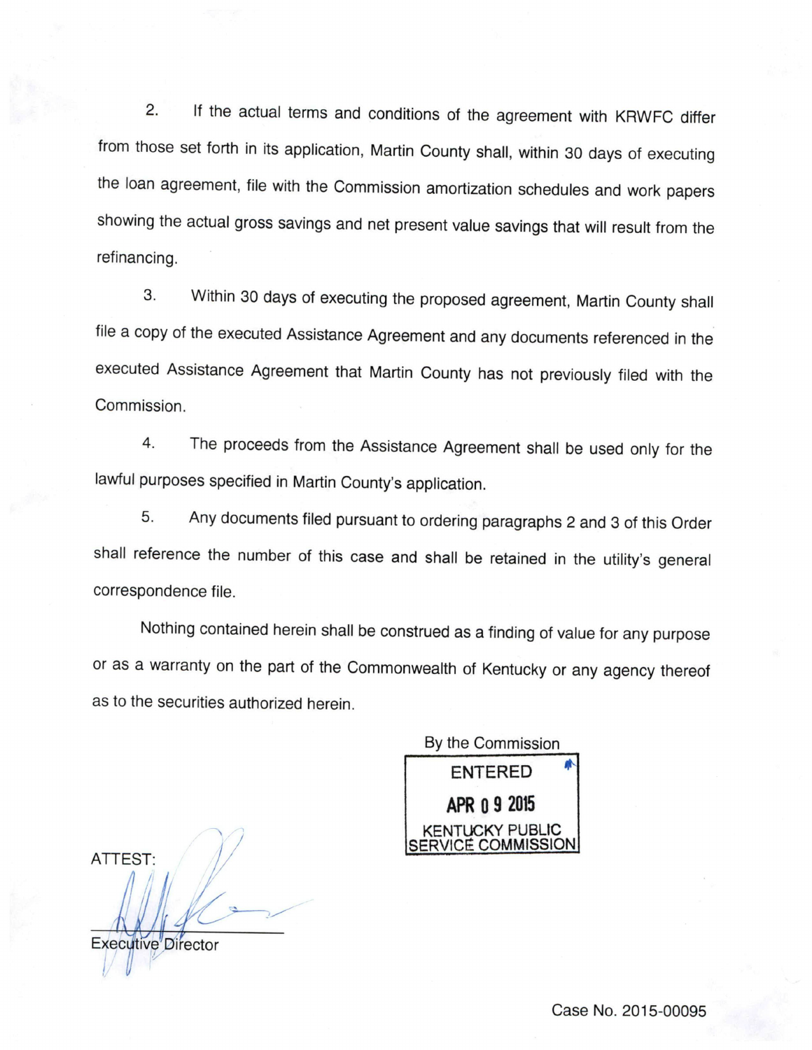2. If the actual terms and conditions of the agreement with KRWFC differ from those set forth in its application, Martin County shall, within 30 days of executing the loan agreement, file with the Commission amortization schedules and work papers showing the actual gross savings and net present value savings that will result from the refinancing.

3. Within 30 days of executing the proposed agreement, Martin County shall file a copy of the executed Assistance Agreement and any documents referenced in the executed Assistance Agreement that Martin County has not previously filed with the Commission.

4. The proceeds from the Assistance Agreement shall be used only for the lawful purposes specified in Martin County's application.

5. Any documents filed pursuant to ordering paragraphs 2 and 3 of this Order shall reference the number of this case and shall be retained in the utility's general correspondence file.

Nothing contained herein shall be construed as a finding of value for any purpose or as a warranty on the part of the Commonwealth of Kentucky or any agency thereof as to the securities authorized herein.

By the Commission

ENTERED
APR 09 2015
KENTUCKY PUBLIC SERVICE COMMISSION

ATTEST:

Executive Director

Case No. 2015-00095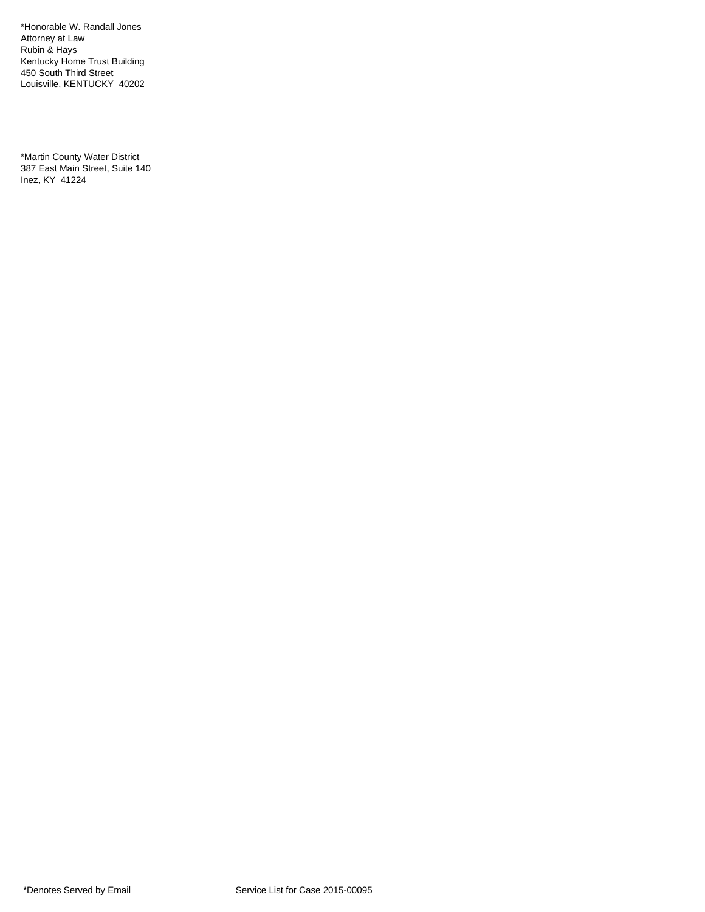*Honorable W. Randall Jones
Attorney at Law
Rubin & Hays
Kentucky Home Trust Building
450 South Third Street
Louisville, KENTUCKY 40202

*Martin County Water District
387 East Main Street, Suite 140
Inez, KY 41224